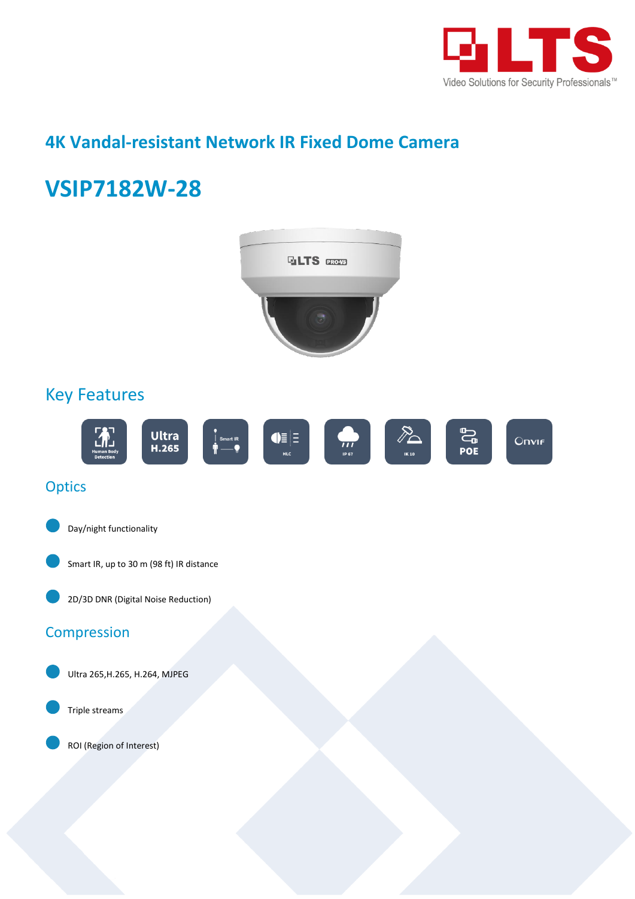# 4K Vandal-resistant Network IR Fixed Dome Camera

# VSIP7182W-28

## Key Features

## Optics

- Day/night functionality
- Smart IR, up to 30 m (98 ft) IR distance
- 2D/3D DNR (Digital Noise Reduction)

## Compression

- Ultra 265,H.265, H.264, MJPEG
- Triple streams
- ROI (Region of Interest)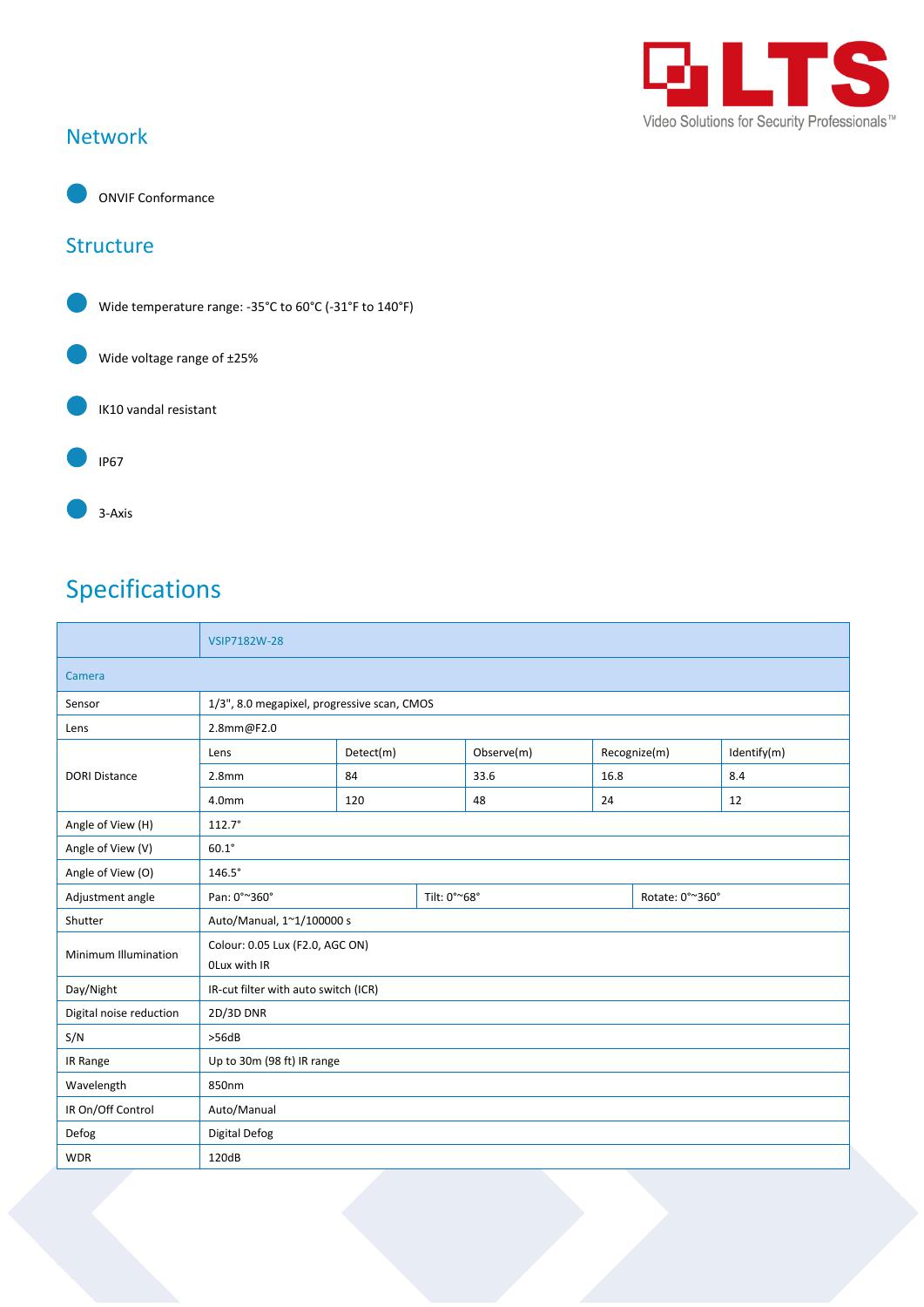## Network

- ONVIF Conformance

## Structure

- Wide temperature range: -35°C to 60°C (-31°F to 140°F)
- Wide voltage range of ±25%
- IK10 vandal resistant
- IP67
- 3-Axis

# Specifications

| | VSIP7182W-28 | | | | |
|---|---|---|---|---|---|
| **Camera** | | | | | |
| Sensor | 1/3", 8.0 megapixel, progressive scan, CMOS | | | | |
| Lens | 2.8mm@F2.0 | | | | |
| DORI Distance | Lens | Detect(m) | Observe(m) | Recognize(m) | Identify(m) |
| | 2.8mm | 84 | 33.6 | 16.8 | 8.4 |
| | 4.0mm | 120 | 48 | 24 | 12 |
| Angle of View (H) | 112.7° | | | | |
| Angle of View (V) | 60.1° | | | | |
| Angle of View (O) | 146.5° | | | | |
| Adjustment angle | Pan: 0°~360° | Tilt: 0°~68° | Rotate: 0°~360° | | |
| Shutter | Auto/Manual, 1~1/100000 s | | | | |
| Minimum Illumination | Colour: 0.05 Lux (F2.0, AGC ON)<br>0Lux with IR | | | | |
| Day/Night | IR-cut filter with auto switch (ICR) | | | | |
| Digital noise reduction | 2D/3D DNR | | | | |
| S/N | >56dB | | | | |
| IR Range | Up to 30m (98 ft) IR range | | | | |
| Wavelength | 850nm | | | | |
| IR On/Off Control | Auto/Manual | | | | |
| Defog | Digital Defog | | | | |
| WDR | 120dB | | | | |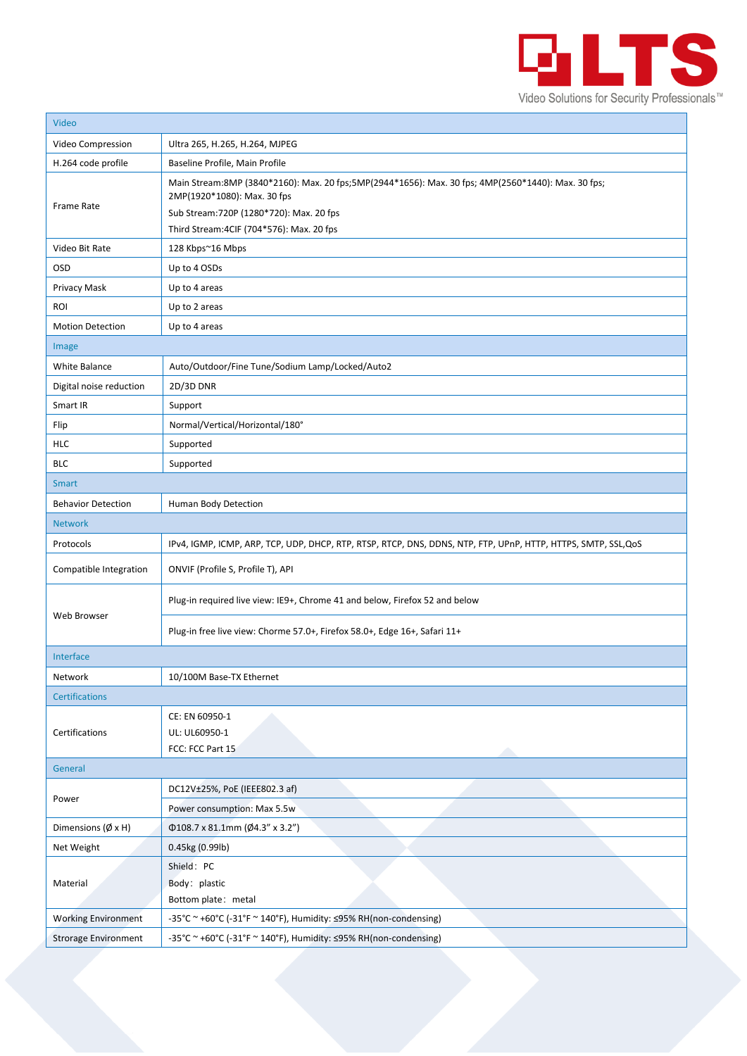| Video | |
|---|---|
| Video Compression | Ultra 265, H.265, H.264, MJPEG |
| H.264 code profile | Baseline Profile, Main Profile |
| Frame Rate | Main Stream:8MP (3840*2160): Max. 20 fps;5MP(2944*1656): Max. 30 fps; 4MP(2560*1440): Max. 30 fps; 2MP(1920*1080): Max. 30 fps<br>Sub Stream:720P (1280*720): Max. 20 fps<br>Third Stream:4CIF (704*576): Max. 20 fps |
| Video Bit Rate | 128 Kbps~16 Mbps |
| OSD | Up to 4 OSDs |
| Privacy Mask | Up to 4 areas |
| ROI | Up to 2 areas |
| Motion Detection | Up to 4 areas |
| **Image** | |
| White Balance | Auto/Outdoor/Fine Tune/Sodium Lamp/Locked/Auto2 |
| Digital noise reduction | 2D/3D DNR |
| Smart IR | Support |
| Flip | Normal/Vertical/Horizontal/180° |
| HLC | Supported |
| BLC | Supported |
| **Smart** | |
| Behavior Detection | Human Body Detection |
| **Network** | |
| Protocols | IPv4, IGMP, ICMP, ARP, TCP, UDP, DHCP, RTP, RTSP, RTCP, DNS, DDNS, NTP, FTP, UPnP, HTTP, HTTPS, SMTP, SSL,QoS |
| Compatible Integration | ONVIF (Profile S, Profile T), API |
| Web Browser | Plug-in required live view: IE9+, Chrome 41 and below, Firefox 52 and below |
| | Plug-in free live view: Chorme 57.0+, Firefox 58.0+, Edge 16+, Safari 11+ |
| **Interface** | |
| Network | 10/100M Base-TX Ethernet |
| **Certifications** | |
| Certifications | CE: EN 60950-1<br>UL: UL60950-1<br>FCC: FCC Part 15 |
| **General** | |
| Power | DC12V±25%, PoE (IEEE802.3 af) |
| | Power consumption: Max 5.5w |
| Dimensions (Ø x H) | Φ108.7 x 81.1mm (Ø4.3" x 3.2") |
| Net Weight | 0.45kg (0.99lb) |
| Material | Shield：PC<br>Body：plastic<br>Bottom plate：metal |
| Working Environment | -35°C ~ +60°C (-31°F ~ 140°F), Humidity: ≤95% RH(non-condensing) |
| Strorage Environment | -35°C ~ +60°C (-31°F ~ 140°F), Humidity: ≤95% RH(non-condensing) |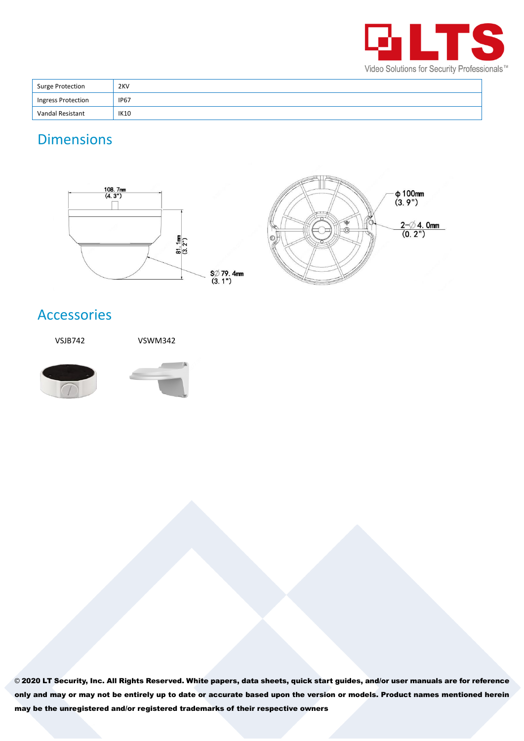| | |
|---|---|
| Surge Protection | 2KV |
| Ingress Protection | IP67 |
| Vandal Resistant | IK10 |

## Dimensions

108. 7mm
(4. 3")

81. 1mm
(3. 2")

S∅ 79. 4mm
(3. 1")

ϕ 100mm
(3. 9")

2-∅ 4. 0mm
(0. 2")

## Accessories

VSJB742

VSWM342

**© 2020 LT Security, Inc. All Rights Reserved. White papers, data sheets, quick start guides, and/or user manuals are for reference only and may or may not be entirely up to date or accurate based upon the version or models. Product names mentioned herein may be the unregistered and/or registered trademarks of their respective owners**